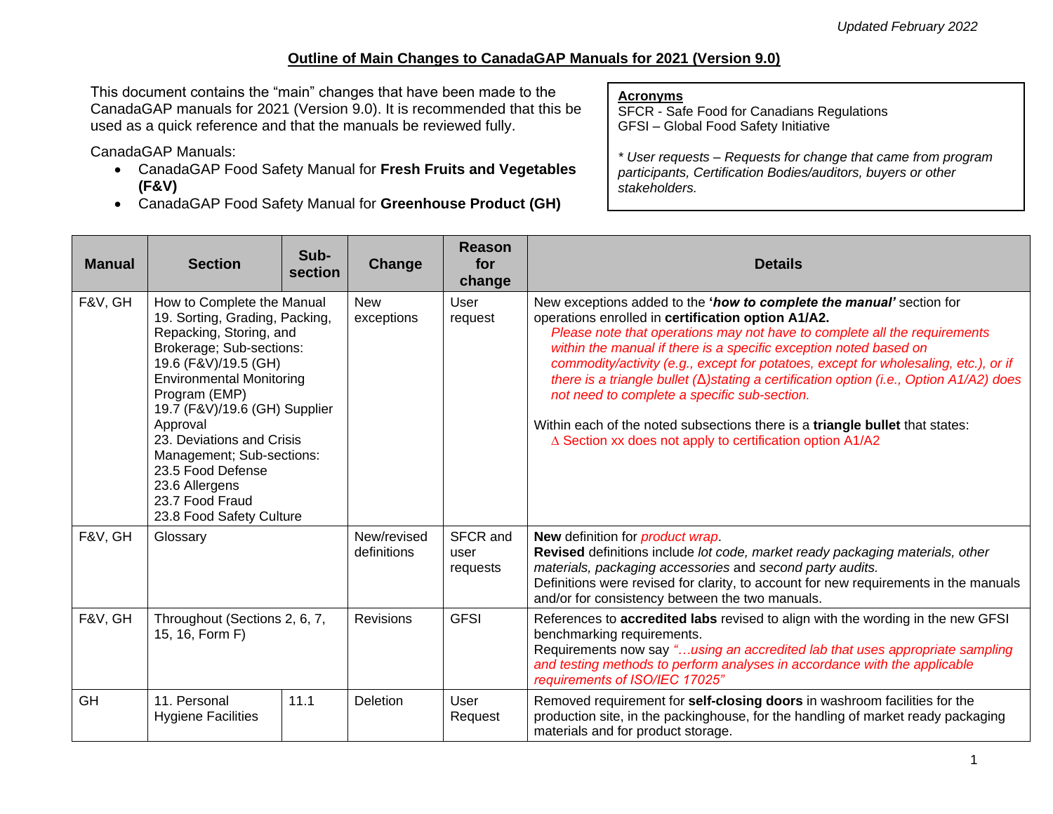*Updated February 2022*

## Outline of Main Changes to CanadaGAP Manuals for 2021 (Version 9.0)

This document contains the "main" changes that have been made to the CanadaGAP manuals for 2021 (Version 9.0). It is recommended that this be used as a quick reference and that the manuals be reviewed fully.

CanadaGAP Manuals:

- CanadaGAP Food Safety Manual for **Fresh Fruits and Vegetables (F&V)**
- CanadaGAP Food Safety Manual for **Greenhouse Product (GH)**

**Acronyms**
SFCR - Safe Food for Canadians Regulations
GFSI – Global Food Safety Initiative

*\* User requests – Requests for change that came from program participants, Certification Bodies/auditors, buyers or other stakeholders.*

| Manual | Section | Sub-section | Change | Reason for change | Details |
|---|---|---|---|---|---|
| F&V, GH | How to Complete the Manual<br>19. Sorting, Grading, Packing, Repacking, Storing, and Brokerage; Sub-sections:<br>19.6 (F&V)/19.5 (GH) Environmental Monitoring Program (EMP)<br>19.7 (F&V)/19.6 (GH) Supplier Approval<br>23. Deviations and Crisis Management; Sub-sections:<br>23.5 Food Defense<br>23.6 Allergens<br>23.7 Food Fraud<br>23.8 Food Safety Culture | | New exceptions | User request | New exceptions added to the **'*how to complete the manual'*** section for operations enrolled in **certification option A1/A2.**<br>*Please note that operations may not have to complete all the requirements within the manual if there is a specific exception noted based on commodity/activity (e.g., except for potatoes, except for wholesaling, etc.), or if there is a triangle bullet (∆)stating a certification option (i.e., Option A1/A2) does not need to complete a specific sub-section.*<br><br>Within each of the noted subsections there is a **triangle bullet** that states:<br>∆ Section xx does not apply to certification option A1/A2 |
| F&V, GH | Glossary | | New/revised definitions | SFCR and user requests | **New** definition for *product wrap*.<br>**Revised** definitions include *lot code, market ready packaging materials, other materials, packaging accessories* and *second party audits.*<br>Definitions were revised for clarity, to account for new requirements in the manuals and/or for consistency between the two manuals. |
| F&V, GH | Throughout (Sections 2, 6, 7, 15, 16, Form F) | | Revisions | GFSI | References to **accredited labs** revised to align with the wording in the new GFSI benchmarking requirements.<br>Requirements now say *"…using an accredited lab that uses appropriate sampling and testing methods to perform analyses in accordance with the applicable requirements of ISO/IEC 17025"* |
| GH | 11. Personal Hygiene Facilities | 11.1 | Deletion | User Request | Removed requirement for **self-closing doors** in washroom facilities for the production site, in the packinghouse, for the handling of market ready packaging materials and for product storage. |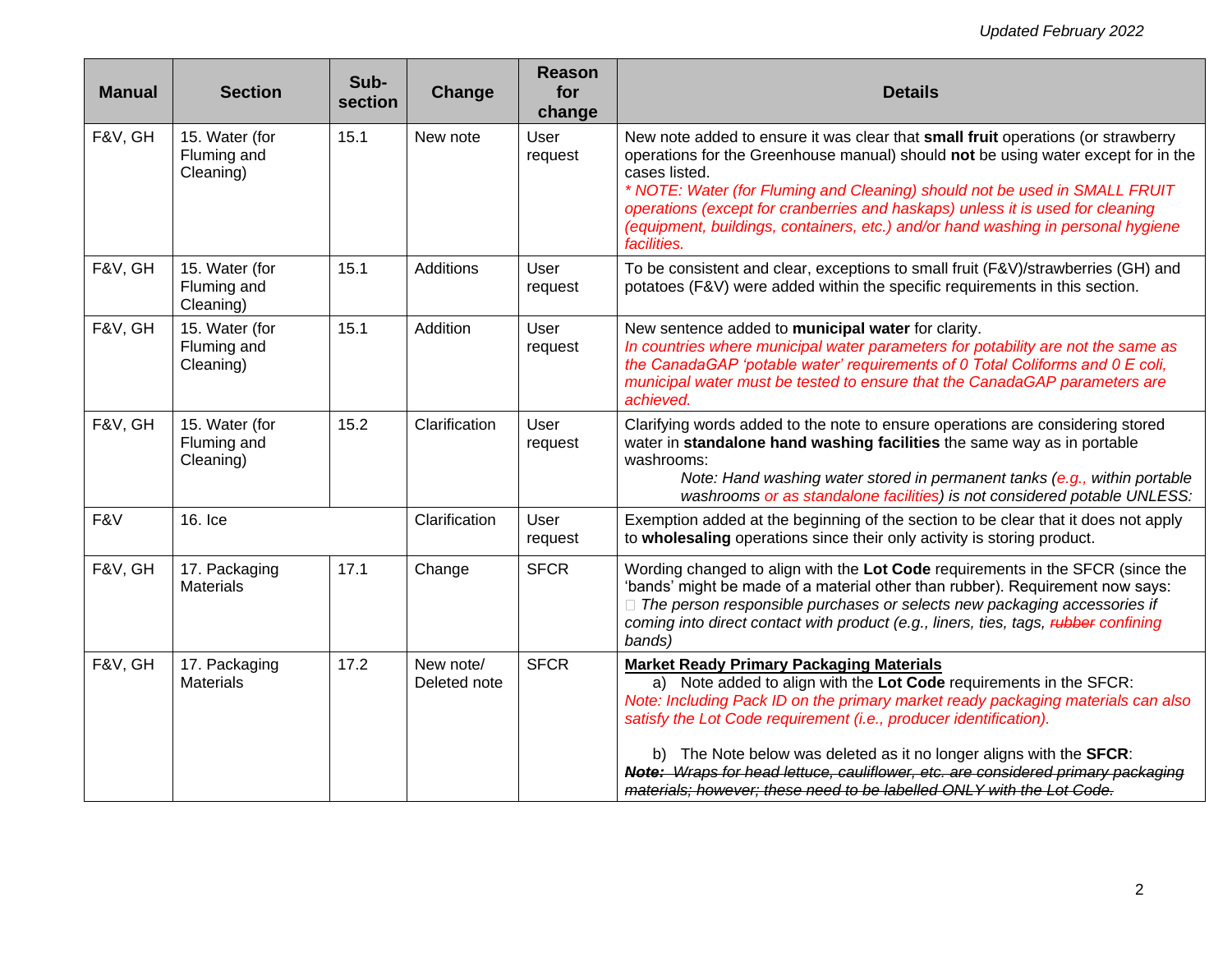| Manual | Section | Sub-section | Change | Reason for change | Details |
|---|---|---|---|---|---|
| F&V, GH | 15. Water (for Fluming and Cleaning) | 15.1 | New note | User request | New note added to ensure it was clear that **small fruit** operations (or strawberry operations for the Greenhouse manual) should **not** be using water except for in the cases listed.<br>*\* NOTE: Water (for Fluming and Cleaning) should not be used in SMALL FRUIT operations (except for cranberries and haskaps) unless it is used for cleaning (equipment, buildings, containers, etc.) and/or hand washing in personal hygiene facilities.* |
| F&V, GH | 15. Water (for Fluming and Cleaning) | 15.1 | Additions | User request | To be consistent and clear, exceptions to small fruit (F&V)/strawberries (GH) and potatoes (F&V) were added within the specific requirements in this section. |
| F&V, GH | 15. Water (for Fluming and Cleaning) | 15.1 | Addition | User request | New sentence added to **municipal water** for clarity.<br>*In countries where municipal water parameters for potability are not the same as the CanadaGAP 'potable water' requirements of 0 Total Coliforms and 0 E coli, municipal water must be tested to ensure that the CanadaGAP parameters are achieved.* |
| F&V, GH | 15. Water (for Fluming and Cleaning) | 15.2 | Clarification | User request | Clarifying words added to the note to ensure operations are considering stored water in **standalone hand washing facilities** the same way as in portable washrooms:<br>*Note: Hand washing water stored in permanent tanks (e.g., within portable washrooms or as standalone facilities) is not considered potable UNLESS:* |
| F&V | 16. Ice | | Clarification | User request | Exemption added at the beginning of the section to be clear that it does not apply to **wholesaling** operations since their only activity is storing product. |
| F&V, GH | 17. Packaging Materials | 17.1 | Change | SFCR | Wording changed to align with the **Lot Code** requirements in the SFCR (since the 'bands' might be made of a material other than rubber). Requirement now says:<br>□ *The person responsible purchases or selects new packaging accessories if coming into direct contact with product (e.g., liners, ties, tags, ~~rubber~~ confining bands)* |
| F&V, GH | 17. Packaging Materials | 17.2 | New note/ Deleted note | SFCR | **Market Ready Primary Packaging Materials**<br>a) Note added to align with the **Lot Code** requirements in the SFCR:<br>*Note: Including Pack ID on the primary market ready packaging materials can also satisfy the Lot Code requirement (i.e., producer identification).*<br><br>b) The Note below was deleted as it no longer aligns with the **SFCR**:<br>~~***Note:*** *Wraps for head lettuce, cauliflower, etc. are considered primary packaging materials; however; these need to be labelled ONLY with the Lot Code.*~~ |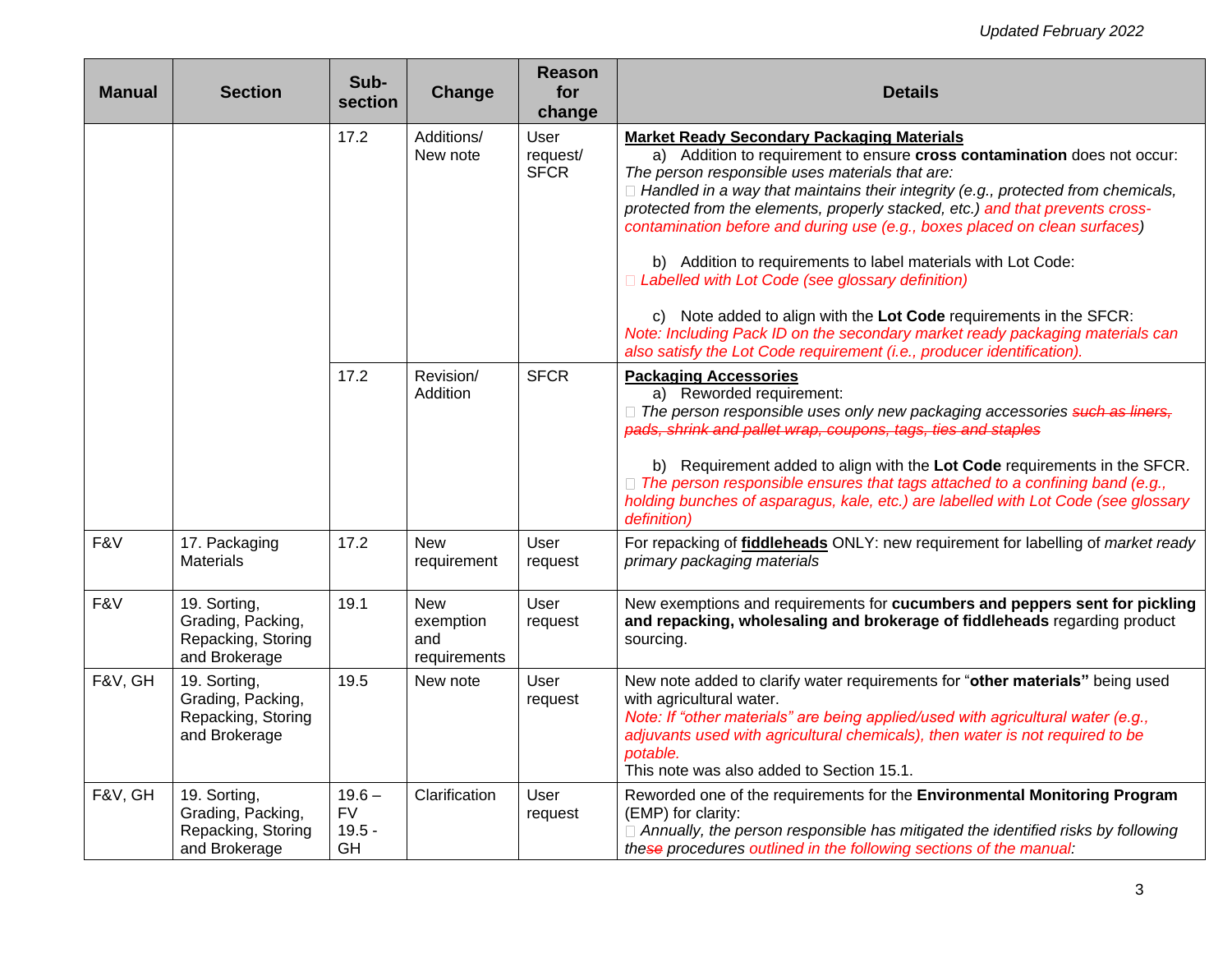| Manual | Section | Sub-section | Change | Reason for change | Details |
|---|---|---|---|---|---|
| | | 17.2 | Additions/ New note | User request/ SFCR | **Market Ready Secondary Packaging Materials**<br>a) Addition to requirement to ensure **cross contamination** does not occur:<br>*The person responsible uses materials that are:*<br>*Handled in a way that maintains their integrity (e.g., protected from chemicals, protected from the elements, properly stacked, etc.) and that prevents cross-contamination before and during use (e.g., boxes placed on clean surfaces)*<br><br>b) Addition to requirements to label materials with Lot Code:<br>*Labelled with Lot Code (see glossary definition)*<br><br>c) Note added to align with the **Lot Code** requirements in the SFCR:<br>*Note: Including Pack ID on the secondary market ready packaging materials can also satisfy the Lot Code requirement (i.e., producer identification).* |
| | | 17.2 | Revision/ Addition | SFCR | **Packaging Accessories**<br>a) Reworded requirement:<br>*The person responsible uses only new packaging accessories ~~such as liners, pads, shrink and pallet wrap, coupons, tags, ties and staples~~*<br><br>b) Requirement added to align with the **Lot Code** requirements in the SFCR.<br>*The person responsible ensures that tags attached to a confining band (e.g., holding bunches of asparagus, kale, etc.) are labelled with Lot Code (see glossary definition)* |
| F&V | 17. Packaging Materials | 17.2 | New requirement | User request | For repacking of **fiddleheads** ONLY: new requirement for labelling of *market ready primary packaging materials* |
| F&V | 19. Sorting, Grading, Packing, Repacking, Storing and Brokerage | 19.1 | New exemption and requirements | User request | New exemptions and requirements for **cucumbers and peppers sent for pickling and repacking, wholesaling and brokerage of fiddleheads** regarding product sourcing. |
| F&V, GH | 19. Sorting, Grading, Packing, Repacking, Storing and Brokerage | 19.5 | New note | User request | New note added to clarify water requirements for "**other materials"** being used with agricultural water.<br>*Note: If "other materials" are being applied/used with agricultural water (e.g., adjuvants used with agricultural chemicals), then water is not required to be potable.*<br>This note was also added to Section 15.1. |
| F&V, GH | 19. Sorting, Grading, Packing, Repacking, Storing and Brokerage | 19.6 – FV<br>19.5 - GH | Clarification | User request | Reworded one of the requirements for the **Environmental Monitoring Program** (EMP) for clarity:<br>*Annually, the person responsible has mitigated the identified risks by following the~~se~~ procedures outlined in the following sections of the manual:* |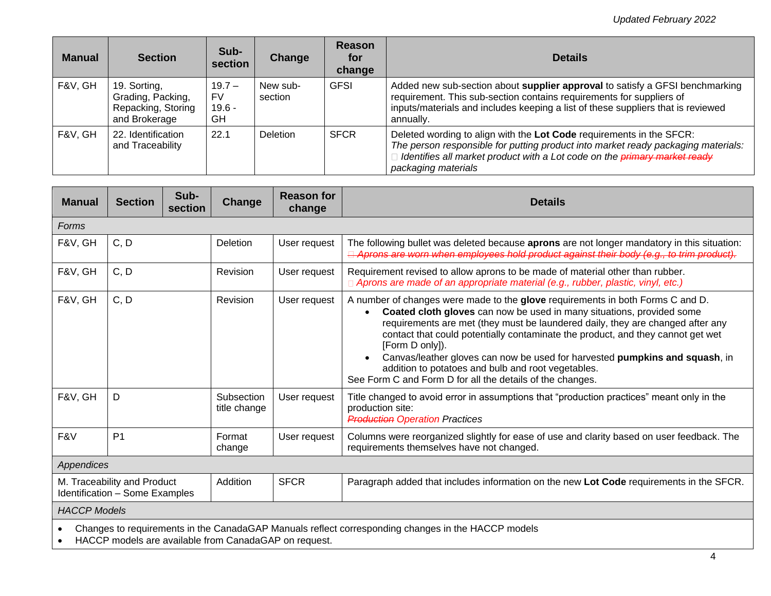| Manual | Section | Sub-section | Change | Reason for change | Details |
|---|---|---|---|---|---|
| F&V, GH | 19. Sorting, Grading, Packing, Repacking, Storing and Brokerage | 19.7 – FV 19.6 - GH | New sub-section | GFSI | Added new sub-section about **supplier approval** to satisfy a GFSI benchmarking requirement. This sub-section contains requirements for suppliers of inputs/materials and includes keeping a list of these suppliers that is reviewed annually. |
| F&V, GH | 22. Identification and Traceability | 22.1 | Deletion | SFCR | Deleted wording to align with the **Lot Code** requirements in the SFCR: *The person responsible for putting product into market ready packaging materials:* *Identifies all market product with a Lot code on the ~~primary market ready~~ packaging materials* |

| Manual | Section | Sub-section | Change | Reason for change | Details |
|---|---|---|---|---|---|
| *Forms* | | | | | |
| F&V, GH | C, D | | Deletion | User request | The following bullet was deleted because **aprons** are not longer mandatory in this situation: ~~*Aprons are worn when employees hold product against their body (e.g., to trim product).*~~ |
| F&V, GH | C, D | | Revision | User request | Requirement revised to allow aprons to be made of material other than rubber. *Aprons are made of an appropriate material (e.g., rubber, plastic, vinyl, etc.)* |
| F&V, GH | C, D | | Revision | User request | A number of changes were made to the **glove** requirements in both Forms C and D.<br>• **Coated cloth gloves** can now be used in many situations, provided some requirements are met (they must be laundered daily, they are changed after any contact that could potentially contaminate the product, and they cannot get wet [Form D only]).<br>• Canvas/leather gloves can now be used for harvested **pumpkins and squash**, in addition to potatoes and bulb and root vegetables.<br>See Form C and Form D for all the details of the changes. |
| F&V, GH | D | | Subsection title change | User request | Title changed to avoid error in assumptions that "production practices" meant only in the production site: *~~Production~~ Operation Practices* |
| F&V | P1 | | Format change | User request | Columns were reorganized slightly for ease of use and clarity based on user feedback. The requirements themselves have not changed. |
| *Appendices* | | | | | |
| M. Traceability and Product Identification – Some Examples | | | Addition | SFCR | Paragraph added that includes information on the new **Lot Code** requirements in the SFCR. |
| *HACCP Models* | | | | | |

- Changes to requirements in the CanadaGAP Manuals reflect corresponding changes in the HACCP models
- HACCP models are available from CanadaGAP on request.